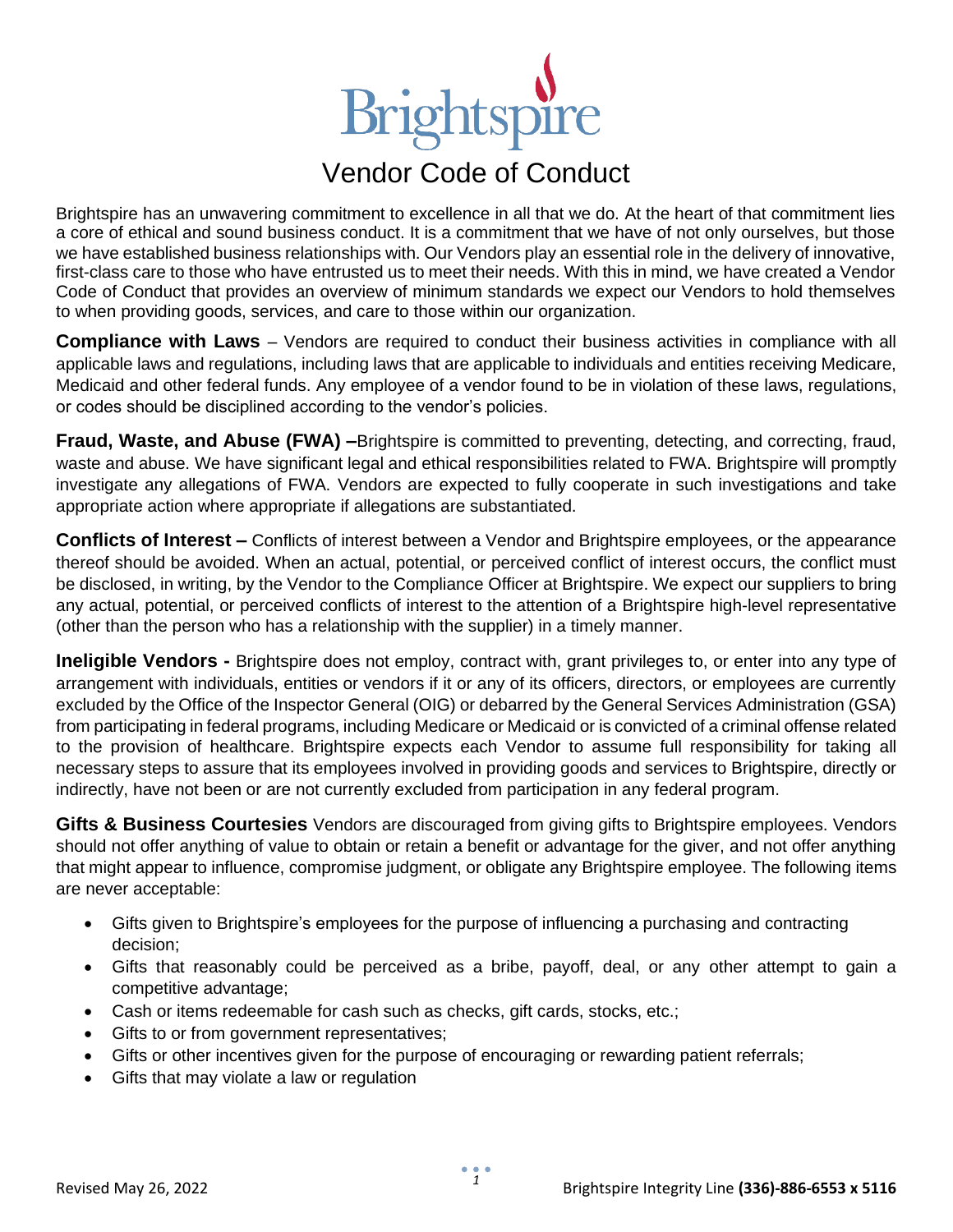# Brightspire

## Vendor Code of Conduct

Brightspire has an unwavering commitment to excellence in all that we do. At the heart of that commitment lies a core of ethical and sound business conduct. It is a commitment that we have of not only ourselves, but those we have established business relationships with. Our Vendors play an essential role in the delivery of innovative, first-class care to those who have entrusted us to meet their needs. With this in mind, we have created a Vendor Code of Conduct that provides an overview of minimum standards we expect our Vendors to hold themselves to when providing goods, services, and care to those within our organization.

**Compliance with Laws** – Vendors are required to conduct their business activities in compliance with all applicable laws and regulations, including laws that are applicable to individuals and entities receiving Medicare, Medicaid and other federal funds. Any employee of a vendor found to be in violation of these laws, regulations, or codes should be disciplined according to the vendor's policies.

**Fraud, Waste, and Abuse (FWA) –**Brightspire is committed to preventing, detecting, and correcting, fraud, waste and abuse. We have significant legal and ethical responsibilities related to FWA. Brightspire will promptly investigate any allegations of FWA. Vendors are expected to fully cooperate in such investigations and take appropriate action where appropriate if allegations are substantiated.

**Conflicts of Interest –** Conflicts of interest between a Vendor and Brightspire employees, or the appearance thereof should be avoided. When an actual, potential, or perceived conflict of interest occurs, the conflict must be disclosed, in writing, by the Vendor to the Compliance Officer at Brightspire. We expect our suppliers to bring any actual, potential, or perceived conflicts of interest to the attention of a Brightspire high-level representative (other than the person who has a relationship with the supplier) in a timely manner.

**Ineligible Vendors -** Brightspire does not employ, contract with, grant privileges to, or enter into any type of arrangement with individuals, entities or vendors if it or any of its officers, directors, or employees are currently excluded by the Office of the Inspector General (OIG) or debarred by the General Services Administration (GSA) from participating in federal programs, including Medicare or Medicaid or is convicted of a criminal offense related to the provision of healthcare. Brightspire expects each Vendor to assume full responsibility for taking all necessary steps to assure that its employees involved in providing goods and services to Brightspire, directly or indirectly, have not been or are not currently excluded from participation in any federal program.

**Gifts & Business Courtesies** Vendors are discouraged from giving gifts to Brightspire employees. Vendors should not offer anything of value to obtain or retain a benefit or advantage for the giver, and not offer anything that might appear to influence, compromise judgment, or obligate any Brightspire employee. The following items are never acceptable:

- Gifts given to Brightspire's employees for the purpose of influencing a purchasing and contracting decision;
- Gifts that reasonably could be perceived as a bribe, payoff, deal, or any other attempt to gain a competitive advantage;
- Cash or items redeemable for cash such as checks, gift cards, stocks, etc.;
- Gifts to or from government representatives;
- Gifts or other incentives given for the purpose of encouraging or rewarding patient referrals;
- Gifts that may violate a law or regulation

Revised May 26, 2022

Brightspire Integrity Line **(336)-886-6553 x 5116**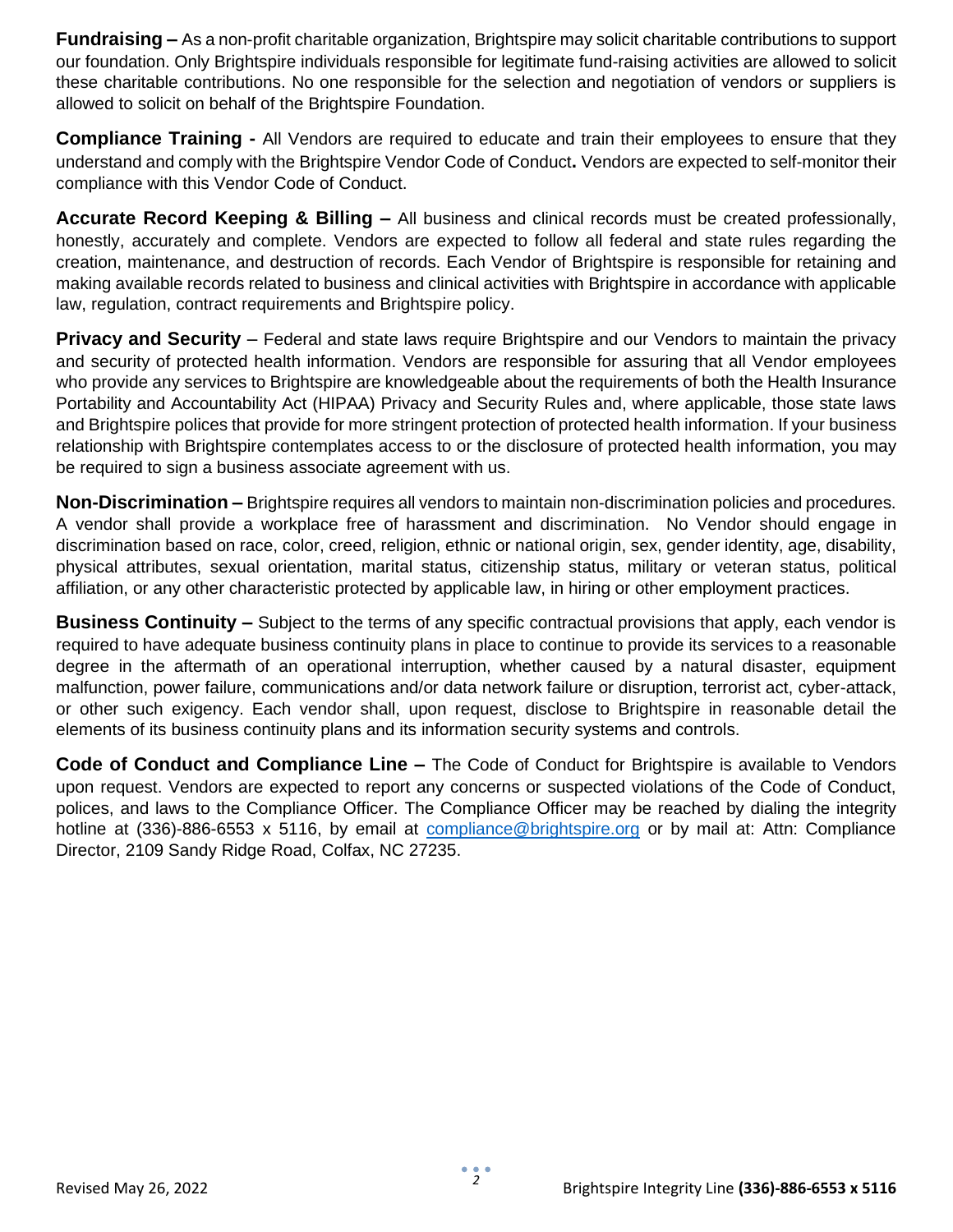**Fundraising –** As a non-profit charitable organization, Brightspire may solicit charitable contributions to support our foundation. Only Brightspire individuals responsible for legitimate fund-raising activities are allowed to solicit these charitable contributions. No one responsible for the selection and negotiation of vendors or suppliers is allowed to solicit on behalf of the Brightspire Foundation.

**Compliance Training -** All Vendors are required to educate and train their employees to ensure that they understand and comply with the Brightspire Vendor Code of Conduct**.** Vendors are expected to self-monitor their compliance with this Vendor Code of Conduct.

**Accurate Record Keeping & Billing –** All business and clinical records must be created professionally, honestly, accurately and complete. Vendors are expected to follow all federal and state rules regarding the creation, maintenance, and destruction of records. Each Vendor of Brightspire is responsible for retaining and making available records related to business and clinical activities with Brightspire in accordance with applicable law, regulation, contract requirements and Brightspire policy.

**Privacy and Security** – Federal and state laws require Brightspire and our Vendors to maintain the privacy and security of protected health information. Vendors are responsible for assuring that all Vendor employees who provide any services to Brightspire are knowledgeable about the requirements of both the Health Insurance Portability and Accountability Act (HIPAA) Privacy and Security Rules and, where applicable, those state laws and Brightspire polices that provide for more stringent protection of protected health information. If your business relationship with Brightspire contemplates access to or the disclosure of protected health information, you may be required to sign a business associate agreement with us.

**Non-Discrimination –** Brightspire requires all vendors to maintain non-discrimination policies and procedures. A vendor shall provide a workplace free of harassment and discrimination. No Vendor should engage in discrimination based on race, color, creed, religion, ethnic or national origin, sex, gender identity, age, disability, physical attributes, sexual orientation, marital status, citizenship status, military or veteran status, political affiliation, or any other characteristic protected by applicable law, in hiring or other employment practices.

**Business Continuity –** Subject to the terms of any specific contractual provisions that apply, each vendor is required to have adequate business continuity plans in place to continue to provide its services to a reasonable degree in the aftermath of an operational interruption, whether caused by a natural disaster, equipment malfunction, power failure, communications and/or data network failure or disruption, terrorist act, cyber-attack, or other such exigency. Each vendor shall, upon request, disclose to Brightspire in reasonable detail the elements of its business continuity plans and its information security systems and controls.

**Code of Conduct and Compliance Line –** The Code of Conduct for Brightspire is available to Vendors upon request. Vendors are expected to report any concerns or suspected violations of the Code of Conduct, polices, and laws to the Compliance Officer. The Compliance Officer may be reached by dialing the integrity hotline at (336)-886-6553 x 5116, by email at compliance@brightspire.org or by mail at: Attn: Compliance Director, 2109 Sandy Ridge Road, Colfax, NC 27235.

Revised May 26, 2022

Brightspire Integrity Line **(336)-886-6553 x 5116**